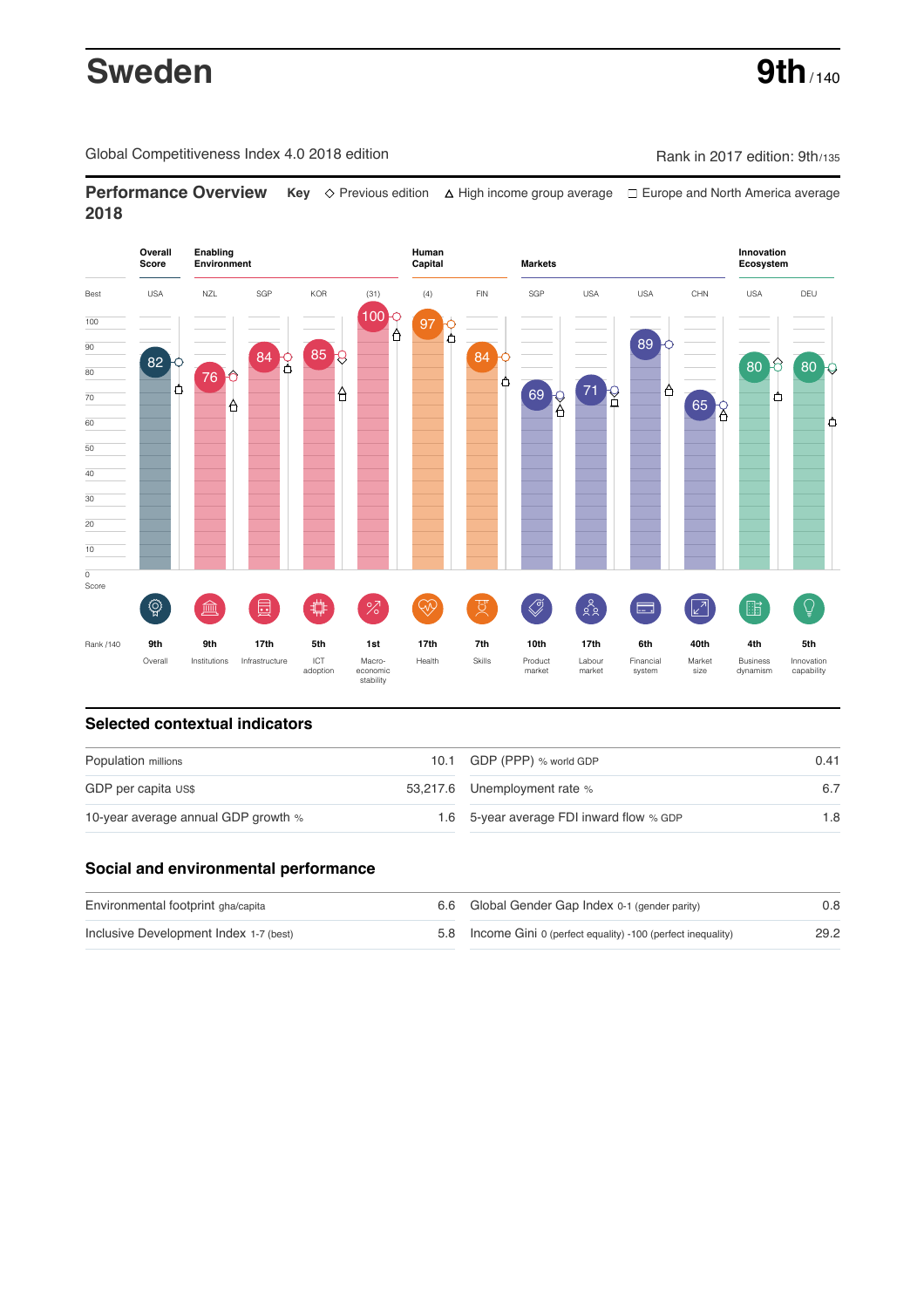# Sweden

**9th** / 140

Global Competitiveness Index 4.0 2018 edition

Rank in 2017 edition: 9th/135

## Performance Overview 2018

**Key** ◇ Previous edition △ High income group average □ Europe and North America average

| | Overall Score | Enabling Environment | | | | Human Capital | | Markets | | | | Innovation Ecosystem | |
|---|---|---|---|---|---|---|---|---|---|---|---|---|---|
| Best | USA | NZL | SGP | KOR | (31) | (4) | FIN | SGP | USA | USA | CHN | USA | DEU |
| Score | 82 | 76 | 84 | 85 | 100 | 97 | 84 | 69 | 71 | 89 | 65 | 80 | 80 |
| Rank /140 | 9th | 9th | 17th | 5th | 1st | 17th | 7th | 10th | 17th | 6th | 40th | 4th | 5th |
| | Overall | Institutions | Infrastructure | ICT adoption | Macro-economic stability | Health | Skills | Product market | Labour market | Financial system | Market size | Business dynamism | Innovation capability |

## Selected contextual indicators

| | | | |
|---|---|---|---|
| Population millions | 10.1 | GDP (PPP) % world GDP | 0.41 |
| GDP per capita US$ | 53,217.6 | Unemployment rate % | 6.7 |
| 10-year average annual GDP growth % | 1.6 | 5-year average FDI inward flow % GDP | 1.8 |

## Social and environmental performance

| | | | |
|---|---|---|---|
| Environmental footprint gha/capita | 6.6 | Global Gender Gap Index 0-1 (gender parity) | 0.8 |
| Inclusive Development Index 1-7 (best) | 5.8 | Income Gini 0 (perfect equality) -100 (perfect inequality) | 29.2 |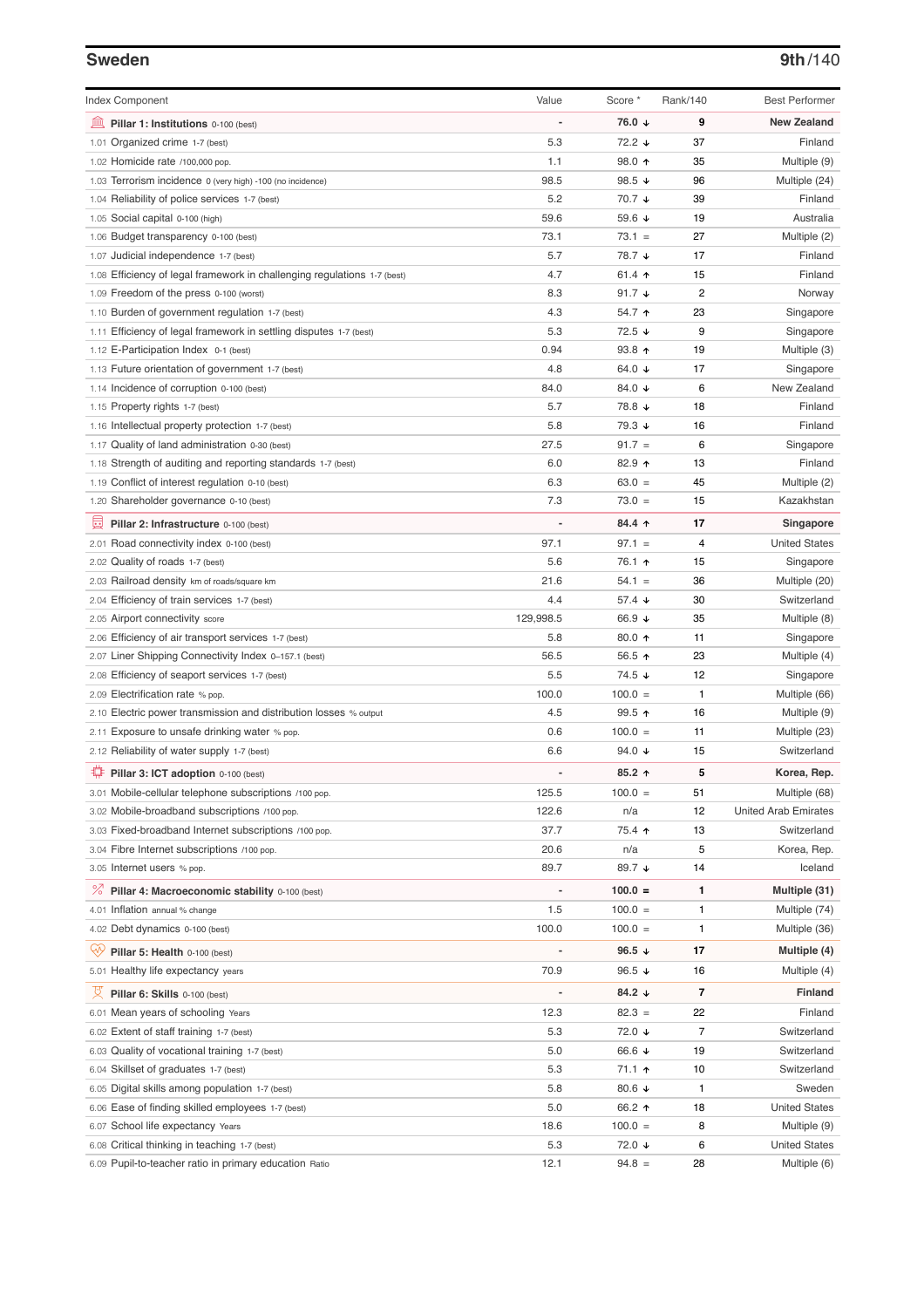## Sweden

**9th/140**

| Index Component | Value | Score * | Rank/140 | Best Performer |
|---|---|---|---|---|
| **Pillar 1: Institutions** 0-100 (best) | - | **76.0 ↓** | **9** | **New Zealand** |
| 1.01 Organized crime 1-7 (best) | 5.3 | 72.2 ↓ | 37 | Finland |
| 1.02 Homicide rate /100,000 pop. | 1.1 | 98.0 ↑ | 35 | Multiple (9) |
| 1.03 Terrorism incidence 0 (very high) -100 (no incidence) | 98.5 | 98.5 ↓ | 96 | Multiple (24) |
| 1.04 Reliability of police services 1-7 (best) | 5.2 | 70.7 ↓ | 39 | Finland |
| 1.05 Social capital 0-100 (high) | 59.6 | 59.6 ↓ | 19 | Australia |
| 1.06 Budget transparency 0-100 (best) | 73.1 | 73.1 = | 27 | Multiple (2) |
| 1.07 Judicial independence 1-7 (best) | 5.7 | 78.7 ↓ | 17 | Finland |
| 1.08 Efficiency of legal framework in challenging regulations 1-7 (best) | 4.7 | 61.4 ↑ | 15 | Finland |
| 1.09 Freedom of the press 0-100 (worst) | 8.3 | 91.7 ↓ | 2 | Norway |
| 1.10 Burden of government regulation 1-7 (best) | 4.3 | 54.7 ↑ | 23 | Singapore |
| 1.11 Efficiency of legal framework in settling disputes 1-7 (best) | 5.3 | 72.5 ↓ | 9 | Singapore |
| 1.12 E-Participation Index 0-1 (best) | 0.94 | 93.8 ↑ | 19 | Multiple (3) |
| 1.13 Future orientation of government 1-7 (best) | 4.8 | 64.0 ↓ | 17 | Singapore |
| 1.14 Incidence of corruption 0-100 (best) | 84.0 | 84.0 ↓ | 6 | New Zealand |
| 1.15 Property rights 1-7 (best) | 5.7 | 78.8 ↓ | 18 | Finland |
| 1.16 Intellectual property protection 1-7 (best) | 5.8 | 79.3 ↓ | 16 | Finland |
| 1.17 Quality of land administration 0-30 (best) | 27.5 | 91.7 = | 6 | Singapore |
| 1.18 Strength of auditing and reporting standards 1-7 (best) | 6.0 | 82.9 ↑ | 13 | Finland |
| 1.19 Conflict of interest regulation 0-10 (best) | 6.3 | 63.0 = | 45 | Multiple (2) |
| 1.20 Shareholder governance 0-10 (best) | 7.3 | 73.0 = | 15 | Kazakhstan |
| **Pillar 2: Infrastructure** 0-100 (best) | - | **84.4 ↑** | **17** | **Singapore** |
| 2.01 Road connectivity index 0-100 (best) | 97.1 | 97.1 = | 4 | United States |
| 2.02 Quality of roads 1-7 (best) | 5.6 | 76.1 ↑ | 15 | Singapore |
| 2.03 Railroad density km of roads/square km | 21.6 | 54.1 = | 36 | Multiple (20) |
| 2.04 Efficiency of train services 1-7 (best) | 4.4 | 57.4 ↓ | 30 | Switzerland |
| 2.05 Airport connectivity score | 129,998.5 | 66.9 ↓ | 35 | Multiple (8) |
| 2.06 Efficiency of air transport services 1-7 (best) | 5.8 | 80.0 ↑ | 11 | Singapore |
| 2.07 Liner Shipping Connectivity Index 0–157.1 (best) | 56.5 | 56.5 ↑ | 23 | Multiple (4) |
| 2.08 Efficiency of seaport services 1-7 (best) | 5.5 | 74.5 ↓ | 12 | Singapore |
| 2.09 Electrification rate % pop. | 100.0 | 100.0 = | 1 | Multiple (66) |
| 2.10 Electric power transmission and distribution losses % output | 4.5 | 99.5 ↑ | 16 | Multiple (9) |
| 2.11 Exposure to unsafe drinking water % pop. | 0.6 | 100.0 = | 11 | Multiple (23) |
| 2.12 Reliability of water supply 1-7 (best) | 6.6 | 94.0 ↓ | 15 | Switzerland |
| **Pillar 3: ICT adoption** 0-100 (best) | - | **85.2 ↑** | **5** | **Korea, Rep.** |
| 3.01 Mobile-cellular telephone subscriptions /100 pop. | 125.5 | 100.0 = | 51 | Multiple (68) |
| 3.02 Mobile-broadband subscriptions /100 pop. | 122.6 | n/a | 12 | United Arab Emirates |
| 3.03 Fixed-broadband Internet subscriptions /100 pop. | 37.7 | 75.4 ↑ | 13 | Switzerland |
| 3.04 Fibre Internet subscriptions /100 pop. | 20.6 | n/a | 5 | Korea, Rep. |
| 3.05 Internet users % pop. | 89.7 | 89.7 ↓ | 14 | Iceland |
| **Pillar 4: Macroeconomic stability** 0-100 (best) | - | **100.0 =** | **1** | **Multiple (31)** |
| 4.01 Inflation annual % change | 1.5 | 100.0 = | 1 | Multiple (74) |
| 4.02 Debt dynamics 0-100 (best) | 100.0 | 100.0 = | 1 | Multiple (36) |
| **Pillar 5: Health** 0-100 (best) | - | **96.5 ↓** | **17** | **Multiple (4)** |
| 5.01 Healthy life expectancy years | 70.9 | 96.5 ↓ | 16 | Multiple (4) |
| **Pillar 6: Skills** 0-100 (best) | - | **84.2 ↓** | **7** | **Finland** |
| 6.01 Mean years of schooling Years | 12.3 | 82.3 = | 22 | Finland |
| 6.02 Extent of staff training 1-7 (best) | 5.3 | 72.0 ↓ | 7 | Switzerland |
| 6.03 Quality of vocational training 1-7 (best) | 5.0 | 66.6 ↓ | 19 | Switzerland |
| 6.04 Skillset of graduates 1-7 (best) | 5.3 | 71.1 ↑ | 10 | Switzerland |
| 6.05 Digital skills among population 1-7 (best) | 5.8 | 80.6 ↓ | 1 | Sweden |
| 6.06 Ease of finding skilled employees 1-7 (best) | 5.0 | 66.2 ↑ | 18 | United States |
| 6.07 School life expectancy Years | 18.6 | 100.0 = | 8 | Multiple (9) |
| 6.08 Critical thinking in teaching 1-7 (best) | 5.3 | 72.0 ↓ | 6 | United States |
| 6.09 Pupil-to-teacher ratio in primary education Ratio | 12.1 | 94.8 = | 28 | Multiple (6) |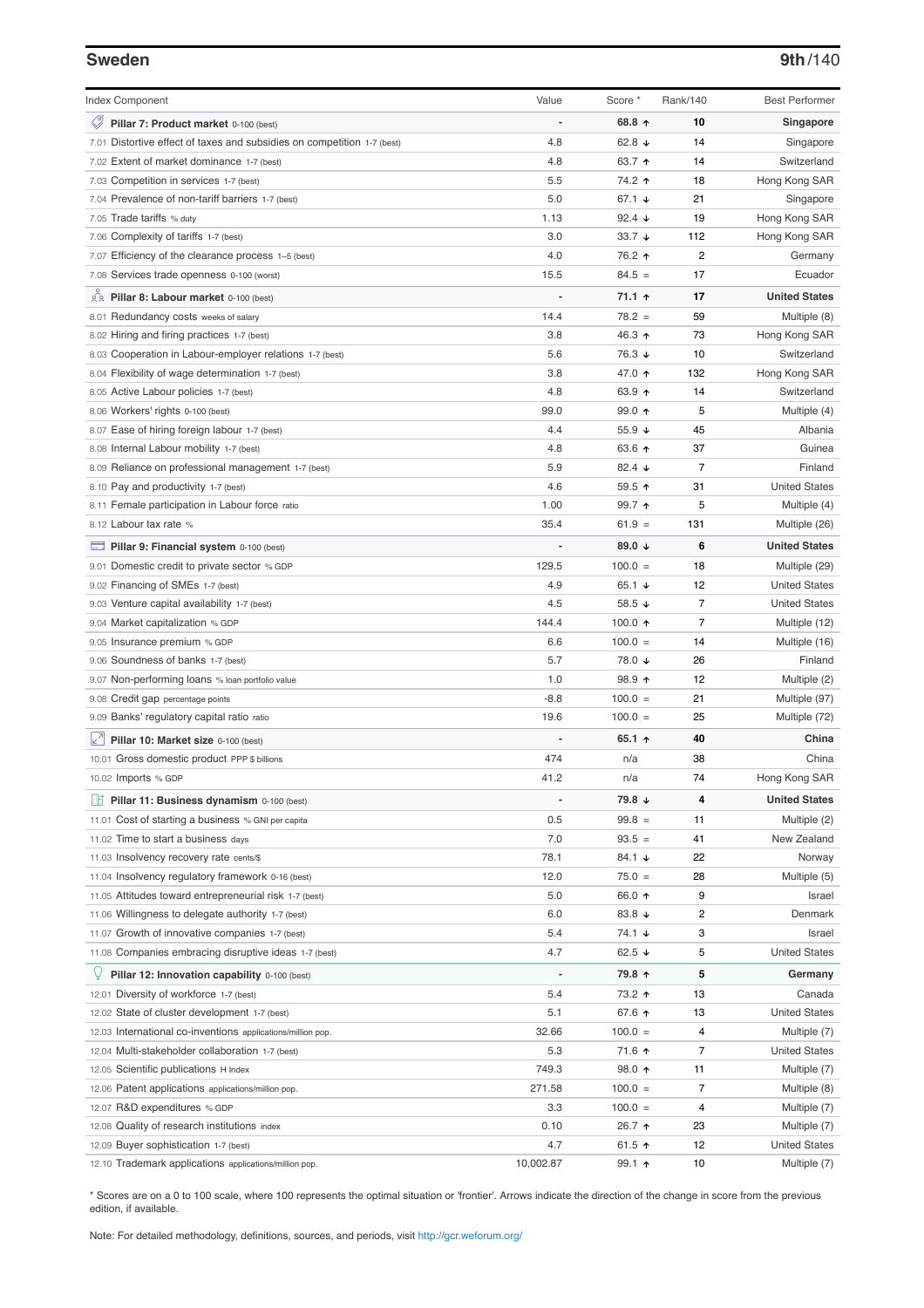## Sweden

**9th**/140

| Index Component | Value | Score * | Rank/140 | Best Performer |
|---|---|---|---|---|
| **Pillar 7: Product market** 0-100 (best) | - | **68.8 ↑** | **10** | **Singapore** |
| 7.01 Distortive effect of taxes and subsidies on competition 1-7 (best) | 4.8 | 62.8 ↓ | 14 | Singapore |
| 7.02 Extent of market dominance 1-7 (best) | 4.8 | 63.7 ↑ | 14 | Switzerland |
| 7.03 Competition in services 1-7 (best) | 5.5 | 74.2 ↑ | 18 | Hong Kong SAR |
| 7.04 Prevalence of non-tariff barriers 1-7 (best) | 5.0 | 67.1 ↓ | 21 | Singapore |
| 7.05 Trade tariffs % duty | 1.13 | 92.4 ↓ | 19 | Hong Kong SAR |
| 7.06 Complexity of tariffs 1-7 (best) | 3.0 | 33.7 ↓ | 112 | Hong Kong SAR |
| 7.07 Efficiency of the clearance process 1–5 (best) | 4.0 | 76.2 ↑ | 2 | Germany |
| 7.08 Services trade openness 0-100 (worst) | 15.5 | 84.5 = | 17 | Ecuador |
| **Pillar 8: Labour market** 0-100 (best) | - | **71.1 ↑** | **17** | **United States** |
| 8.01 Redundancy costs weeks of salary | 14.4 | 78.2 = | 59 | Multiple (8) |
| 8.02 Hiring and firing practices 1-7 (best) | 3.8 | 46.3 ↑ | 73 | Hong Kong SAR |
| 8.03 Cooperation in Labour-employer relations 1-7 (best) | 5.6 | 76.3 ↓ | 10 | Switzerland |
| 8.04 Flexibility of wage determination 1-7 (best) | 3.8 | 47.0 ↑ | 132 | Hong Kong SAR |
| 8.05 Active Labour policies 1-7 (best) | 4.8 | 63.9 ↑ | 14 | Switzerland |
| 8.06 Workers' rights 0-100 (best) | 99.0 | 99.0 ↑ | 5 | Multiple (4) |
| 8.07 Ease of hiring foreign labour 1-7 (best) | 4.4 | 55.9 ↓ | 45 | Albania |
| 8.08 Internal Labour mobility 1-7 (best) | 4.8 | 63.6 ↑ | 37 | Guinea |
| 8.09 Reliance on professional management 1-7 (best) | 5.9 | 82.4 ↓ | 7 | Finland |
| 8.10 Pay and productivity 1-7 (best) | 4.6 | 59.5 ↑ | 31 | United States |
| 8.11 Female participation in Labour force ratio | 1.00 | 99.7 ↑ | 5 | Multiple (4) |
| 8.12 Labour tax rate % | 35.4 | 61.9 = | 131 | Multiple (26) |
| **Pillar 9: Financial system** 0-100 (best) | - | **89.0 ↓** | **6** | **United States** |
| 9.01 Domestic credit to private sector % GDP | 129.5 | 100.0 = | 18 | Multiple (29) |
| 9.02 Financing of SMEs 1-7 (best) | 4.9 | 65.1 ↓ | 12 | United States |
| 9.03 Venture capital availability 1-7 (best) | 4.5 | 58.5 ↓ | 7 | United States |
| 9.04 Market capitalization % GDP | 144.4 | 100.0 ↑ | 7 | Multiple (12) |
| 9.05 Insurance premium % GDP | 6.6 | 100.0 = | 14 | Multiple (16) |
| 9.06 Soundness of banks 1-7 (best) | 5.7 | 78.0 ↓ | 26 | Finland |
| 9.07 Non-performing loans % loan portfolio value | 1.0 | 98.9 ↑ | 12 | Multiple (2) |
| 9.08 Credit gap percentage points | -8.8 | 100.0 = | 21 | Multiple (97) |
| 9.09 Banks' regulatory capital ratio ratio | 19.6 | 100.0 = | 25 | Multiple (72) |
| **Pillar 10: Market size** 0-100 (best) | - | **65.1 ↑** | **40** | **China** |
| 10.01 Gross domestic product PPP $ billions | 474 | n/a | 38 | China |
| 10.02 Imports % GDP | 41.2 | n/a | 74 | Hong Kong SAR |
| **Pillar 11: Business dynamism** 0-100 (best) | - | **79.8 ↓** | **4** | **United States** |
| 11.01 Cost of starting a business % GNI per capita | 0.5 | 99.8 = | 11 | Multiple (2) |
| 11.02 Time to start a business days | 7.0 | 93.5 = | 41 | New Zealand |
| 11.03 Insolvency recovery rate cents/$ | 78.1 | 84.1 ↓ | 22 | Norway |
| 11.04 Insolvency regulatory framework 0-16 (best) | 12.0 | 75.0 = | 28 | Multiple (5) |
| 11.05 Attitudes toward entrepreneurial risk 1-7 (best) | 5.0 | 66.0 ↑ | 9 | Israel |
| 11.06 Willingness to delegate authority 1-7 (best) | 6.0 | 83.8 ↓ | 2 | Denmark |
| 11.07 Growth of innovative companies 1-7 (best) | 5.4 | 74.1 ↓ | 3 | Israel |
| 11.08 Companies embracing disruptive ideas 1-7 (best) | 4.7 | 62.5 ↓ | 5 | United States |
| **Pillar 12: Innovation capability** 0-100 (best) | - | **79.8 ↑** | **5** | **Germany** |
| 12.01 Diversity of workforce 1-7 (best) | 5.4 | 73.2 ↑ | 13 | Canada |
| 12.02 State of cluster development 1-7 (best) | 5.1 | 67.6 ↑ | 13 | United States |
| 12.03 International co-inventions applications/million pop. | 32.66 | 100.0 = | 4 | Multiple (7) |
| 12.04 Multi-stakeholder collaboration 1-7 (best) | 5.3 | 71.6 ↑ | 7 | United States |
| 12.05 Scientific publications H Index | 749.3 | 98.0 ↑ | 11 | Multiple (7) |
| 12.06 Patent applications applications/million pop. | 271.58 | 100.0 = | 7 | Multiple (8) |
| 12.07 R&D expenditures % GDP | 3.3 | 100.0 = | 4 | Multiple (7) |
| 12.08 Quality of research institutions index | 0.10 | 26.7 ↑ | 23 | Multiple (7) |
| 12.09 Buyer sophistication 1-7 (best) | 4.7 | 61.5 ↑ | 12 | United States |
| 12.10 Trademark applications applications/million pop. | 10,002.87 | 99.1 ↑ | 10 | Multiple (7) |

* Scores are on a 0 to 100 scale, where 100 represents the optimal situation or 'frontier'. Arrows indicate the direction of the change in score from the previous edition, if available.

Note: For detailed methodology, definitions, sources, and periods, visit http://gcr.weforum.org/